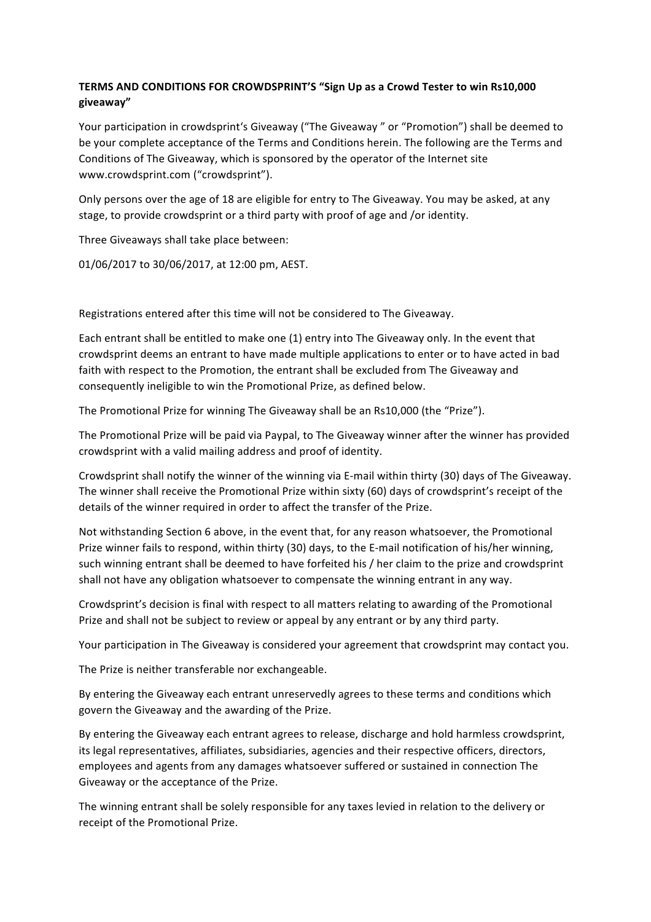**TERMS AND CONDITIONS FOR CROWDSPRINT'S "Sign Up as a Crowd Tester to win Rs10,000 giveaway"**

Your participation in crowdsprint's Giveaway ("The Giveaway " or "Promotion") shall be deemed to be your complete acceptance of the Terms and Conditions herein. The following are the Terms and Conditions of The Giveaway, which is sponsored by the operator of the Internet site www.crowdsprint.com ("crowdsprint").

Only persons over the age of 18 are eligible for entry to The Giveaway. You may be asked, at any stage, to provide crowdsprint or a third party with proof of age and /or identity.

Three Giveaways shall take place between:

01/06/2017 to 30/06/2017, at 12:00 pm, AEST.

Registrations entered after this time will not be considered to The Giveaway.

Each entrant shall be entitled to make one (1) entry into The Giveaway only. In the event that crowdsprint deems an entrant to have made multiple applications to enter or to have acted in bad faith with respect to the Promotion, the entrant shall be excluded from The Giveaway and consequently ineligible to win the Promotional Prize, as defined below.

The Promotional Prize for winning The Giveaway shall be an Rs10,000 (the "Prize").

The Promotional Prize will be paid via Paypal, to The Giveaway winner after the winner has provided crowdsprint with a valid mailing address and proof of identity.

Crowdsprint shall notify the winner of the winning via E-mail within thirty (30) days of The Giveaway. The winner shall receive the Promotional Prize within sixty (60) days of crowdsprint's receipt of the details of the winner required in order to affect the transfer of the Prize.

Not withstanding Section 6 above, in the event that, for any reason whatsoever, the Promotional Prize winner fails to respond, within thirty (30) days, to the E-mail notification of his/her winning, such winning entrant shall be deemed to have forfeited his / her claim to the prize and crowdsprint shall not have any obligation whatsoever to compensate the winning entrant in any way.

Crowdsprint's decision is final with respect to all matters relating to awarding of the Promotional Prize and shall not be subject to review or appeal by any entrant or by any third party.

Your participation in The Giveaway is considered your agreement that crowdsprint may contact you.

The Prize is neither transferable nor exchangeable.

By entering the Giveaway each entrant unreservedly agrees to these terms and conditions which govern the Giveaway and the awarding of the Prize.

By entering the Giveaway each entrant agrees to release, discharge and hold harmless crowdsprint, its legal representatives, affiliates, subsidiaries, agencies and their respective officers, directors, employees and agents from any damages whatsoever suffered or sustained in connection The Giveaway or the acceptance of the Prize.

The winning entrant shall be solely responsible for any taxes levied in relation to the delivery or receipt of the Promotional Prize.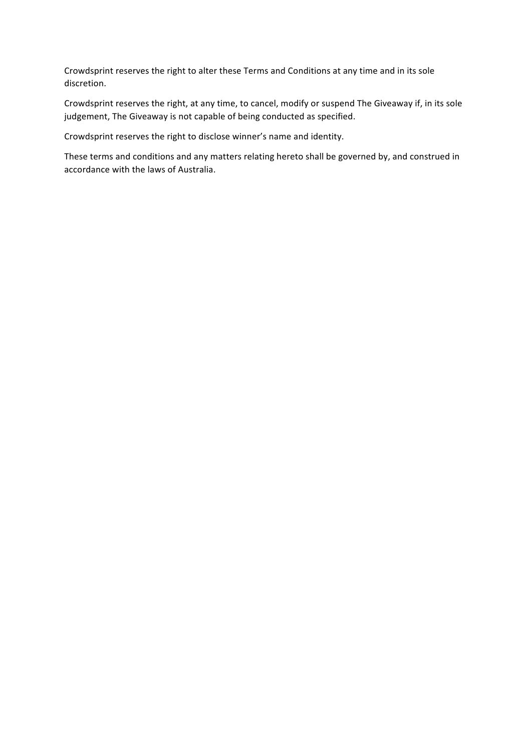Crowdsprint reserves the right to alter these Terms and Conditions at any time and in its sole discretion.

Crowdsprint reserves the right, at any time, to cancel, modify or suspend The Giveaway if, in its sole judgement, The Giveaway is not capable of being conducted as specified.

Crowdsprint reserves the right to disclose winner's name and identity.

These terms and conditions and any matters relating hereto shall be governed by, and construed in accordance with the laws of Australia.